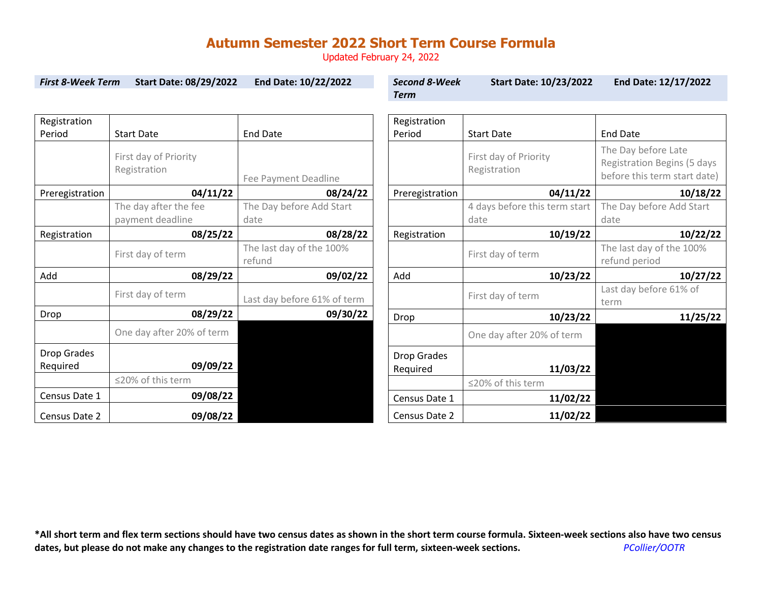# Autumn Semester 2022 Short Term Course Formula

Updated February 24, 2022

***First 8-Week Term*** **Start Date: 08/29/2022** **End Date: 10/22/2022**

| Registration Period | Start Date | End Date |
|---|---|---|
| | First day of Priority Registration | Fee Payment Deadline |
| Preregistration | **04/11/22** | **08/24/22** |
| | The day after the fee payment deadline | The Day before Add Start date |
| Registration | **08/25/22** | **08/28/22** |
| | First day of term | The last day of the 100% refund |
| Add | **08/29/22** | **09/02/22** |
| | First day of term | Last day before 61% of term |
| Drop | **08/29/22** | **09/30/22** |
| | One day after 20% of term | |
| Drop Grades Required | **09/09/22** | |
| | ≤20% of this term | |
| Census Date 1 | **09/08/22** | |
| Census Date 2 | **09/08/22** | |

***Second 8-Week Term*** **Start Date: 10/23/2022** **End Date: 12/17/2022**

| Registration Period | Start Date | End Date |
|---|---|---|
| | First day of Priority Registration | The Day before Late Registration Begins (5 days before this term start date) |
| Preregistration | **04/11/22** | **10/18/22** |
| | 4 days before this term start date | The Day before Add Start date |
| Registration | **10/19/22** | **10/22/22** |
| | First day of term | The last day of the 100% refund period |
| Add | **10/23/22** | **10/27/22** |
| | First day of term | Last day before 61% of term |
| Drop | **10/23/22** | **11/25/22** |
| | One day after 20% of term | |
| Drop Grades Required | **11/03/22** | |
| | ≤20% of this term | |
| Census Date 1 | **11/02/22** | |
| Census Date 2 | **11/02/22** | |

**\*All short term and flex term sections should have two census dates as shown in the short term course formula. Sixteen-week sections also have two census dates, but please do not make any changes to the registration date ranges for full term, sixteen-week sections.**

*PCollier/OOTR*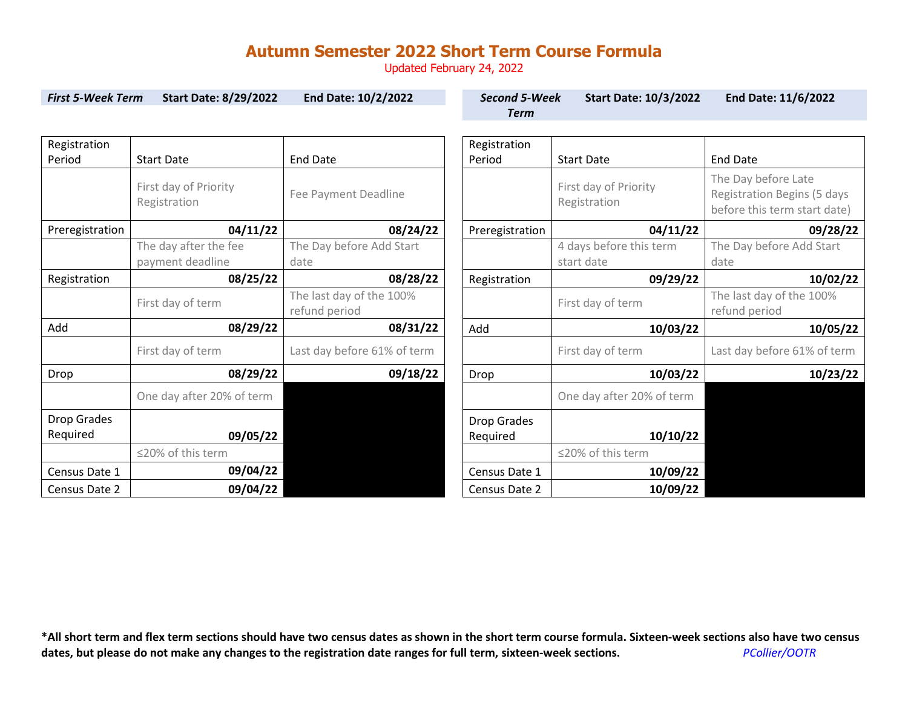# Autumn Semester 2022 Short Term Course Formula

Updated February 24, 2022

***First 5-Week Term*** **Start Date: 8/29/2022** **End Date: 10/2/2022**

| Registration Period | Start Date | End Date |
|---|---|---|
| | First day of Priority Registration | Fee Payment Deadline |
| Preregistration | **04/11/22** | **08/24/22** |
| | The day after the fee payment deadline | The Day before Add Start date |
| Registration | **08/25/22** | **08/28/22** |
| | First day of term | The last day of the 100% refund period |
| Add | **08/29/22** | **08/31/22** |
| | First day of term | Last day before 61% of term |
| Drop | **08/29/22** | **09/18/22** |
| | One day after 20% of term | |
| Drop Grades Required | **09/05/22** | |
| | ≤20% of this term | |
| Census Date 1 | **09/04/22** | |
| Census Date 2 | **09/04/22** | |

***Second 5-Week Term*** **Start Date: 10/3/2022** **End Date: 11/6/2022**

| Registration Period | Start Date | End Date |
|---|---|---|
| | First day of Priority Registration | The Day before Late Registration Begins (5 days before this term start date) |
| Preregistration | **04/11/22** | **09/28/22** |
| | 4 days before this term start date | The Day before Add Start date |
| Registration | **09/29/22** | **10/02/22** |
| | First day of term | The last day of the 100% refund period |
| Add | **10/03/22** | **10/05/22** |
| | First day of term | Last day before 61% of term |
| Drop | **10/03/22** | **10/23/22** |
| | One day after 20% of term | |
| Drop Grades Required | **10/10/22** | |
| | ≤20% of this term | |
| Census Date 1 | **10/09/22** | |
| Census Date 2 | **10/09/22** | |

**\*All short term and flex term sections should have two census dates as shown in the short term course formula. Sixteen-week sections also have two census dates, but please do not make any changes to the registration date ranges for full term, sixteen-week sections.** *PCollier/OOTR*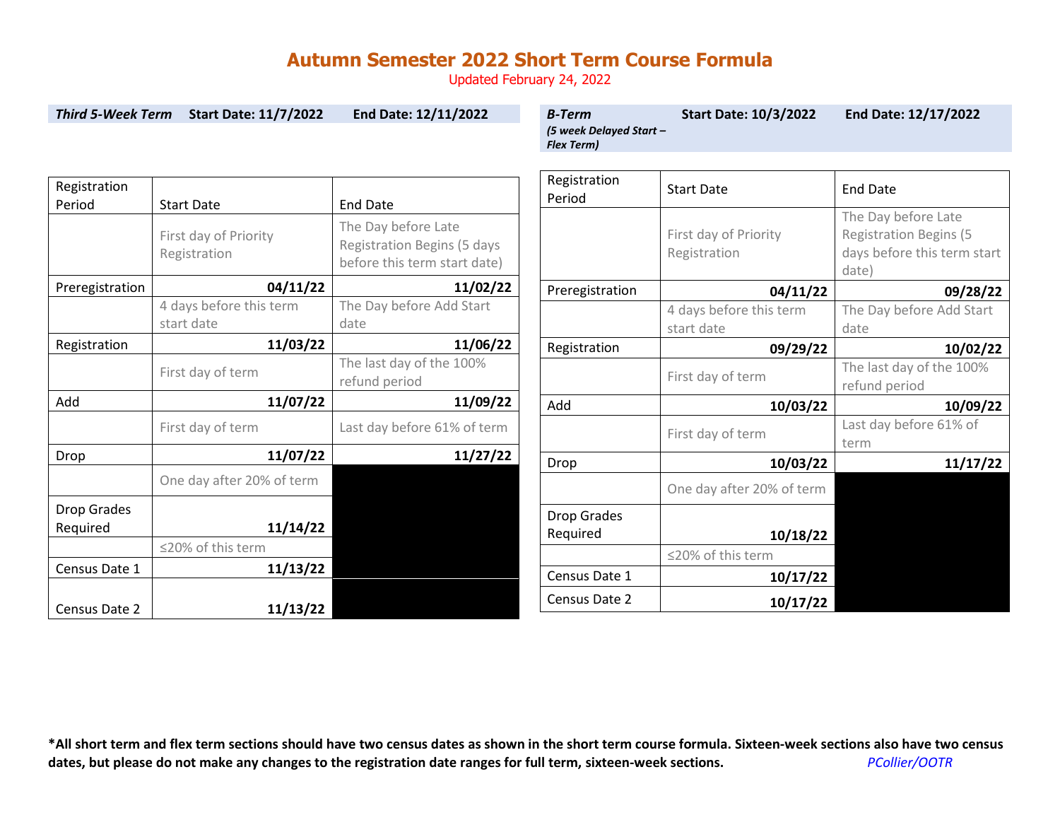# Autumn Semester 2022 Short Term Course Formula

Updated February 24, 2022

***Third 5-Week Term*** **Start Date: 11/7/2022** **End Date: 12/11/2022**

| Registration Period | Start Date | End Date |
|---|---|---|
| | First day of Priority Registration | The Day before Late Registration Begins (5 days before this term start date) |
| Preregistration | **04/11/22** | **11/02/22** |
| | 4 days before this term start date | The Day before Add Start date |
| Registration | **11/03/22** | **11/06/22** |
| | First day of term | The last day of the 100% refund period |
| Add | **11/07/22** | **11/09/22** |
| | First day of term | Last day before 61% of term |
| Drop | **11/07/22** | **11/27/22** |
| | One day after 20% of term | |
| Drop Grades Required | **11/14/22** | |
| | ≤20% of this term | |
| Census Date 1 | **11/13/22** | |
| Census Date 2 | **11/13/22** | |

***B-Term*** ***(5 week Delayed Start – Flex Term)*** **Start Date: 10/3/2022** **End Date: 12/17/2022**

| Registration Period | Start Date | End Date |
|---|---|---|
| | First day of Priority Registration | The Day before Late Registration Begins (5 days before this term start date) |
| Preregistration | **04/11/22** | **09/28/22** |
| | 4 days before this term start date | The Day before Add Start date |
| Registration | **09/29/22** | **10/02/22** |
| | First day of term | The last day of the 100% refund period |
| Add | **10/03/22** | **10/09/22** |
| | First day of term | Last day before 61% of term |
| Drop | **10/03/22** | **11/17/22** |
| | One day after 20% of term | |
| Drop Grades Required | **10/18/22** | |
| | ≤20% of this term | |
| Census Date 1 | **10/17/22** | |
| Census Date 2 | **10/17/22** | |

**\*All short term and flex term sections should have two census dates as shown in the short term course formula. Sixteen-week sections also have two census dates, but please do not make any changes to the registration date ranges for full term, sixteen-week sections.** *PCollier/OOTR*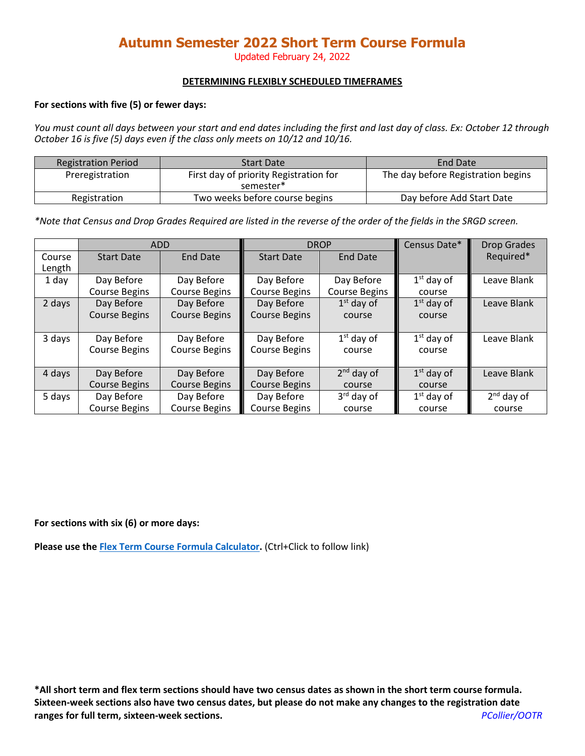# Autumn Semester 2022 Short Term Course Formula

Updated February 24, 2022

**DETERMINING FLEXIBLY SCHEDULED TIMEFRAMES**

**For sections with five (5) or fewer days:**

*You must count all days between your start and end dates including the first and last day of class. Ex: October 12 through October 16 is five (5) days even if the class only meets on 10/12 and 10/16.*

| Registration Period | Start Date | End Date |
|---|---|---|
| Preregistration | First day of priority Registration for semester* | The day before Registration begins |
| Registration | Two weeks before course begins | Day before Add Start Date |

*\*Note that Census and Drop Grades Required are listed in the reverse of the order of the fields in the SRGD screen.*

| | ADD | | DROP | | Census Date* | Drop Grades Required* |
|---|---|---|---|---|---|---|
| Course Length | Start Date | End Date | Start Date | End Date | | |
| 1 day | Day Before Course Begins | Day Before Course Begins | Day Before Course Begins | Day Before Course Begins | 1st day of course | Leave Blank |
| 2 days | Day Before Course Begins | Day Before Course Begins | Day Before Course Begins | 1st day of course | 1st day of course | Leave Blank |
| 3 days | Day Before Course Begins | Day Before Course Begins | Day Before Course Begins | 1st day of course | 1st day of course | Leave Blank |
| 4 days | Day Before Course Begins | Day Before Course Begins | Day Before Course Begins | 2nd day of course | 1st day of course | Leave Blank |
| 5 days | Day Before Course Begins | Day Before Course Begins | Day Before Course Begins | 3rd day of course | 1st day of course | 2nd day of course |

**For sections with six (6) or more days:**

**Please use the Flex Term Course Formula Calculator.** (Ctrl+Click to follow link)

**\*All short term and flex term sections should have two census dates as shown in the short term course formula. Sixteen-week sections also have two census dates, but please do not make any changes to the registration date ranges for full term, sixteen-week sections.**

*PCollier/OOTR*